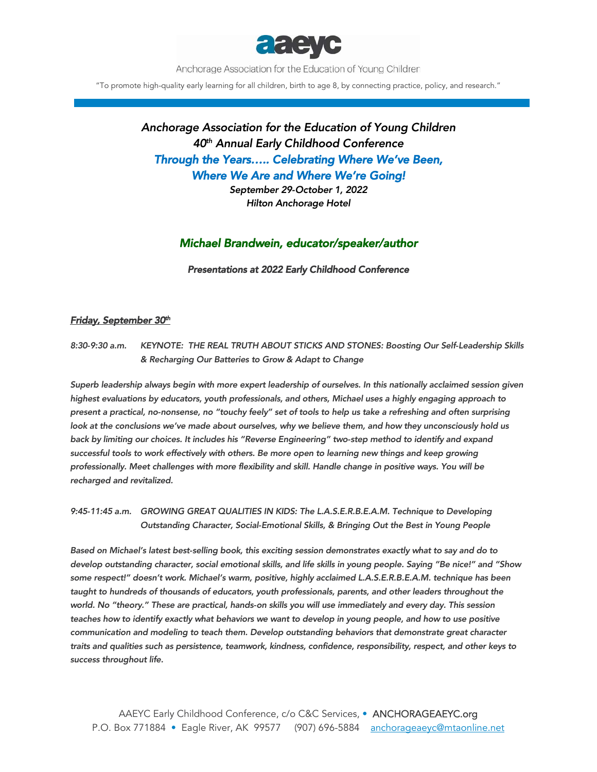aaeyc

Anchorage Association for the Education of Young Children

"To promote high-quality early learning for all children, birth to age 8, by connecting practice, policy, and research."

# *Anchorage Association for the Education of Young Children*
## *40th Annual Early Childhood Conference*
## *Through the Years….. Celebrating Where We've Been, Where We Are and Where We're Going!*

*September 29-October 1, 2022*
*Hilton Anchorage Hotel*

## *Michael Brandwein, educator/speaker/author*

***Presentations at 2022 Early Childhood Conference***

***Friday, September 30th***

*8:30-9:30 a.m.* *KEYNOTE: THE REAL TRUTH ABOUT STICKS AND STONES: Boosting Our Self-Leadership Skills & Recharging Our Batteries to Grow & Adapt to Change*

***Superb leadership always begin with more expert leadership of ourselves. In this nationally acclaimed session given highest evaluations by educators, youth professionals, and others, Michael uses a highly engaging approach to present a practical, no-nonsense, no "touchy feely" set of tools to help us take a refreshing and often surprising look at the conclusions we've made about ourselves, why we believe them, and how they unconsciously hold us back by limiting our choices. It includes his "Reverse Engineering" two-step method to identify and expand successful tools to work effectively with others. Be more open to learning new things and keep growing professionally. Meet challenges with more flexibility and skill. Handle change in positive ways. You will be recharged and revitalized.***

*9:45-11:45 a.m.* *GROWING GREAT QUALITIES IN KIDS: The L.A.S.E.R.B.E.A.M. Technique to Developing Outstanding Character, Social-Emotional Skills, & Bringing Out the Best in Young People*

***Based on Michael's latest best-selling book, this exciting session demonstrates exactly what to say and do to develop outstanding character, social emotional skills, and life skills in young people. Saying "Be nice!" and "Show some respect!" doesn't work. Michael's warm, positive, highly acclaimed L.A.S.E.R.B.E.A.M. technique has been taught to hundreds of thousands of educators, youth professionals, parents, and other leaders throughout the world. No "theory." These are practical, hands-on skills you will use immediately and every day. This session teaches how to identify exactly what behaviors we want to develop in young people, and how to use positive communication and modeling to teach them. Develop outstanding behaviors that demonstrate great character traits and qualities such as persistence, teamwork, kindness, confidence, responsibility, respect, and other keys to success throughout life.***

AAEYC Early Childhood Conference, c/o C&C Services, • ANCHORAGEAEYC.org
P.O. Box 771884 • Eagle River, AK 99577 (907) 696-5884 anchorageaeyc@mtaonline.net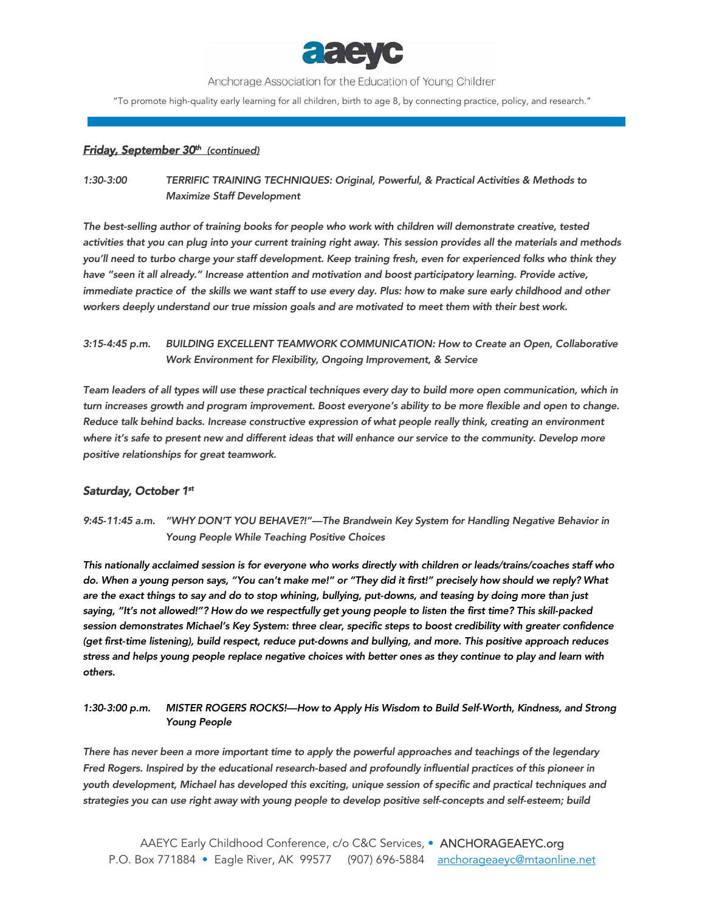***Friday, September 30th (continued)***

*1:30-3:00* *TERRIFIC TRAINING TECHNIQUES: Original, Powerful, & Practical Activities & Methods to Maximize Staff Development*

***The best-selling author of training books for people who work with children will demonstrate creative, tested activities that you can plug into your current training right away. This session provides all the materials and methods you'll need to turbo charge your staff development. Keep training fresh, even for experienced folks who think they have "seen it all already." Increase attention and motivation and boost participatory learning. Provide active, immediate practice of the skills we want staff to use every day. Plus: how to make sure early childhood and other workers deeply understand our true mission goals and are motivated to meet them with their best work.***

*3:15-4:45 p.m.* *BUILDING EXCELLENT TEAMWORK COMMUNICATION: How to Create an Open, Collaborative Work Environment for Flexibility, Ongoing Improvement, & Service*

***Team leaders of all types will use these practical techniques every day to build more open communication, which in turn increases growth and program improvement. Boost everyone's ability to be more flexible and open to change. Reduce talk behind backs. Increase constructive expression of what people really think, creating an environment where it's safe to present new and different ideas that will enhance our service to the community. Develop more positive relationships for great teamwork.***

***Saturday, October 1st***

*9:45-11:45 a.m.* *"WHY DON'T YOU BEHAVE?!"—The Brandwein Key System for Handling Negative Behavior in Young People While Teaching Positive Choices*

***This nationally acclaimed session is for everyone who works directly with children or leads/trains/coaches staff who do. When a young person says, "You can't make me!" or "They did it first!" precisely how should we reply? What are the exact things to say and do to stop whining, bullying, put-downs, and teasing by doing more than just saying, "It's not allowed!"? How do we respectfully get young people to listen the first time? This skill-packed session demonstrates Michael's Key System: three clear, specific steps to boost credibility with greater confidence (get first-time listening), build respect, reduce put-downs and bullying, and more. This positive approach reduces stress and helps young people replace negative choices with better ones as they continue to play and learn with others.***

*1:30-3:00 p.m.* *MISTER ROGERS ROCKS!—How to Apply His Wisdom to Build Self-Worth, Kindness, and Strong Young People*

*There has never been a more important time to apply the powerful approaches and teachings of the legendary Fred Rogers. Inspired by the educational research-based and profoundly influential practices of this pioneer in youth development, Michael has developed this exciting, unique session of specific and practical techniques and strategies you can use right away with young people to develop positive self-concepts and self-esteem; build*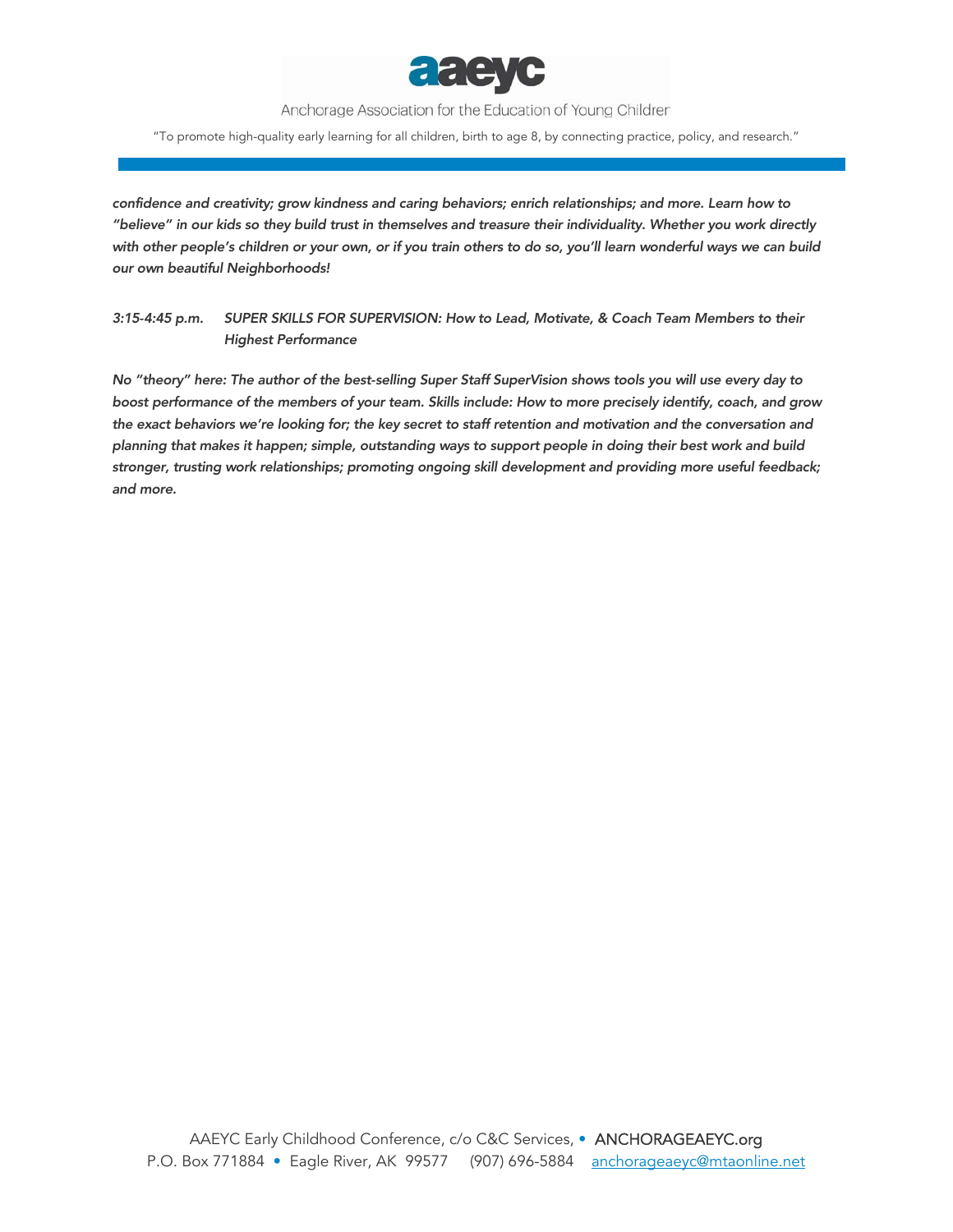*confidence and creativity; grow kindness and caring behaviors; enrich relationships; and more. Learn how to "believe" in our kids so they build trust in themselves and treasure their individuality. Whether you work directly with other people's children or your own, or if you train others to do so, you'll learn wonderful ways we can build our own beautiful Neighborhoods!*

*3:15-4:45 p.m.   SUPER SKILLS FOR SUPERVISION: How to Lead, Motivate, & Coach Team Members to their Highest Performance*

*No "theory" here: The author of the best-selling Super Staff SuperVision shows tools you will use every day to boost performance of the members of your team. Skills include: How to more precisely identify, coach, and grow the exact behaviors we're looking for; the key secret to staff retention and motivation and the conversation and planning that makes it happen; simple, outstanding ways to support people in doing their best work and build stronger, trusting work relationships; promoting ongoing skill development and providing more useful feedback; and more.*